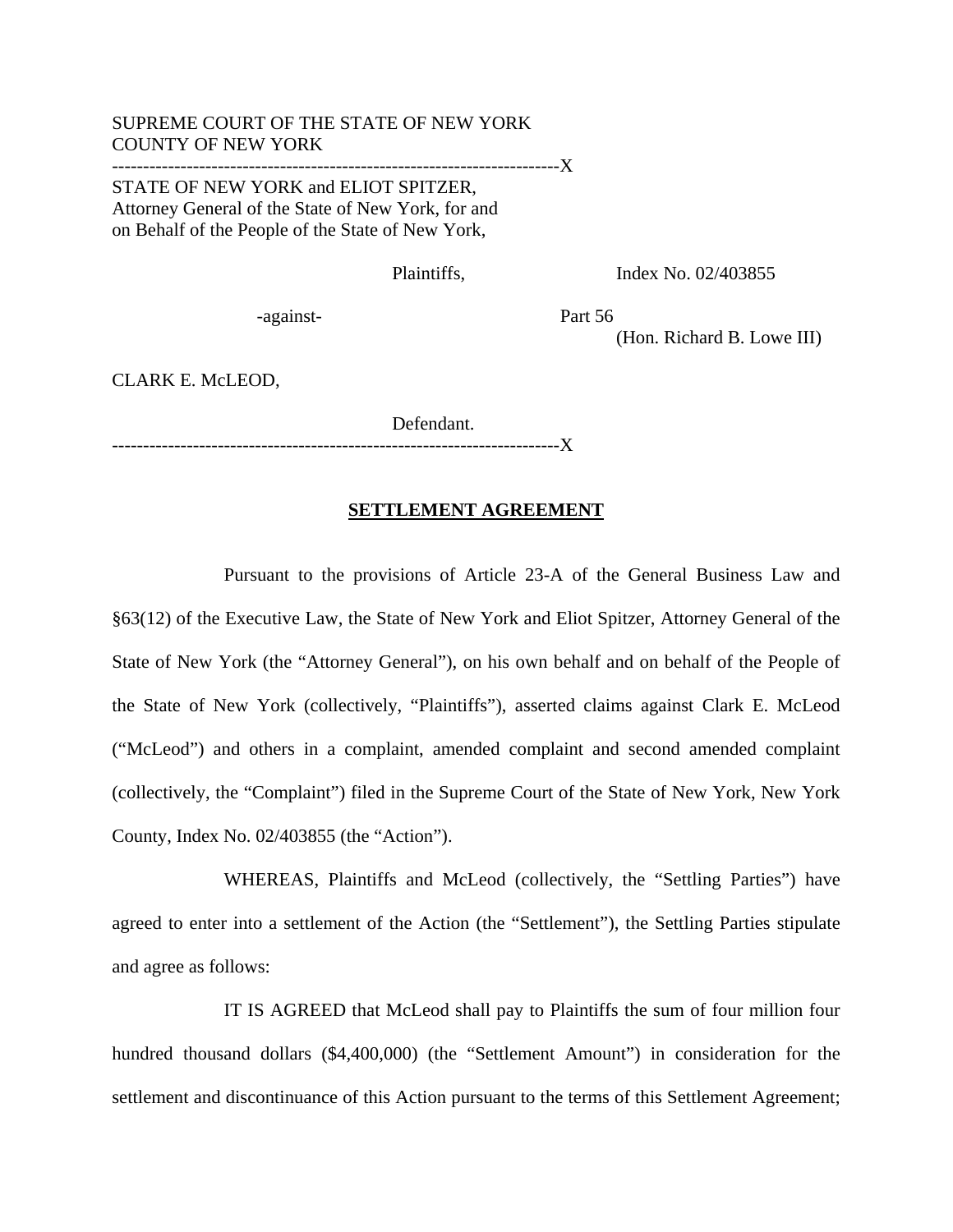SUPREME COURT OF THE STATE OF NEW YORK
COUNTY OF NEW YORK

-----------------------------------------------------------------------X

STATE OF NEW YORK and ELIOT SPITZER, Attorney General of the State of New York, for and on Behalf of the People of the State of New York,

Plaintiffs,

Index No. 02/403855

-against-

Part 56
(Hon. Richard B. Lowe III)

CLARK E. McLEOD,

Defendant.

-----------------------------------------------------------------------X

**SETTLEMENT AGREEMENT**

Pursuant to the provisions of Article 23-A of the General Business Law and §63(12) of the Executive Law, the State of New York and Eliot Spitzer, Attorney General of the State of New York (the "Attorney General"), on his own behalf and on behalf of the People of the State of New York (collectively, "Plaintiffs"), asserted claims against Clark E. McLeod ("McLeod") and others in a complaint, amended complaint and second amended complaint (collectively, the "Complaint") filed in the Supreme Court of the State of New York, New York County, Index No. 02/403855 (the "Action").

WHEREAS, Plaintiffs and McLeod (collectively, the "Settling Parties") have agreed to enter into a settlement of the Action (the "Settlement"), the Settling Parties stipulate and agree as follows:

IT IS AGREED that McLeod shall pay to Plaintiffs the sum of four million four hundred thousand dollars ($4,400,000) (the "Settlement Amount") in consideration for the settlement and discontinuance of this Action pursuant to the terms of this Settlement Agreement;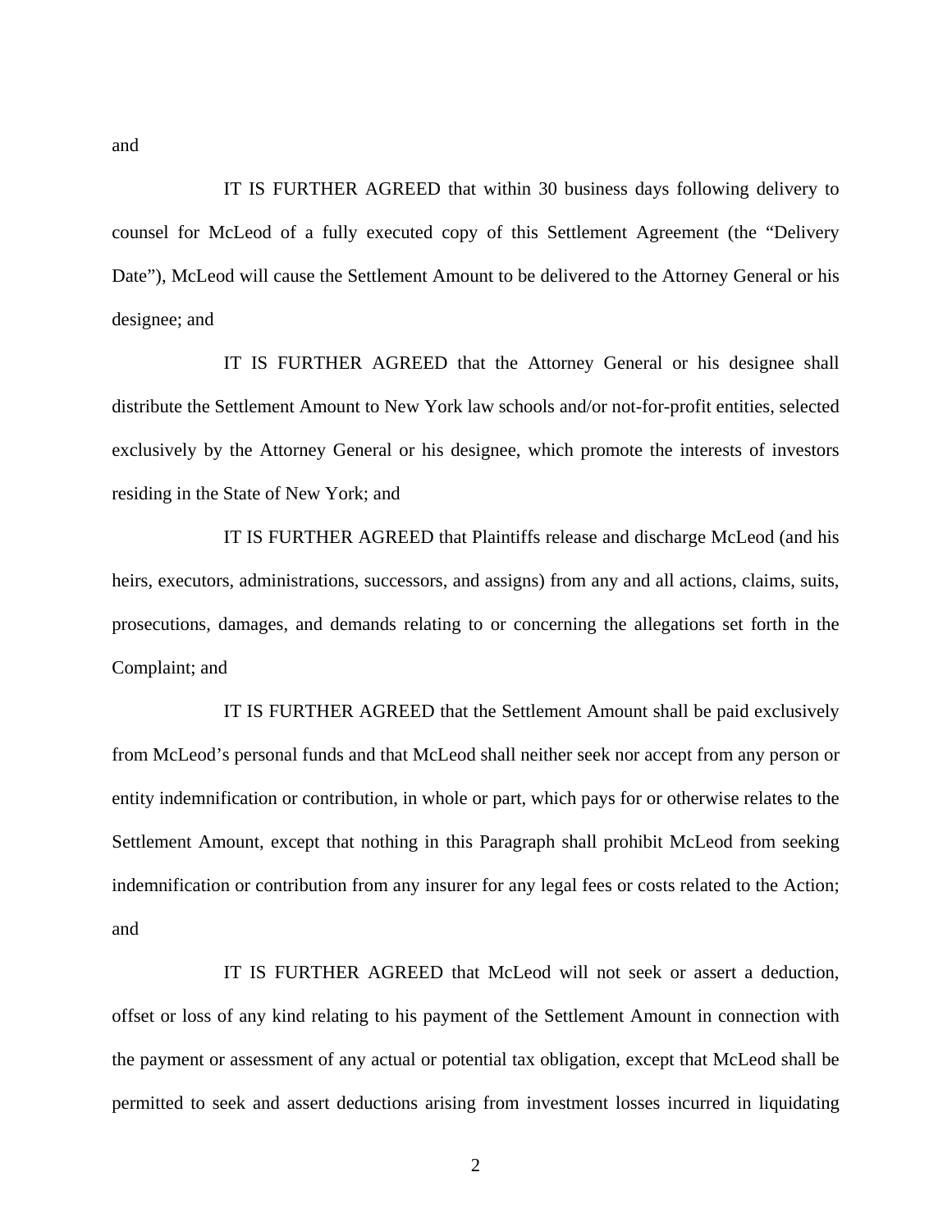and

IT IS FURTHER AGREED that within 30 business days following delivery to counsel for McLeod of a fully executed copy of this Settlement Agreement (the "Delivery Date"), McLeod will cause the Settlement Amount to be delivered to the Attorney General or his designee; and

IT IS FURTHER AGREED that the Attorney General or his designee shall distribute the Settlement Amount to New York law schools and/or not-for-profit entities, selected exclusively by the Attorney General or his designee, which promote the interests of investors residing in the State of New York; and

IT IS FURTHER AGREED that Plaintiffs release and discharge McLeod (and his heirs, executors, administrations, successors, and assigns) from any and all actions, claims, suits, prosecutions, damages, and demands relating to or concerning the allegations set forth in the Complaint; and

IT IS FURTHER AGREED that the Settlement Amount shall be paid exclusively from McLeod's personal funds and that McLeod shall neither seek nor accept from any person or entity indemnification or contribution, in whole or part, which pays for or otherwise relates to the Settlement Amount, except that nothing in this Paragraph shall prohibit McLeod from seeking indemnification or contribution from any insurer for any legal fees or costs related to the Action; and

IT IS FURTHER AGREED that McLeod will not seek or assert a deduction, offset or loss of any kind relating to his payment of the Settlement Amount in connection with the payment or assessment of any actual or potential tax obligation, except that McLeod shall be permitted to seek and assert deductions arising from investment losses incurred in liquidating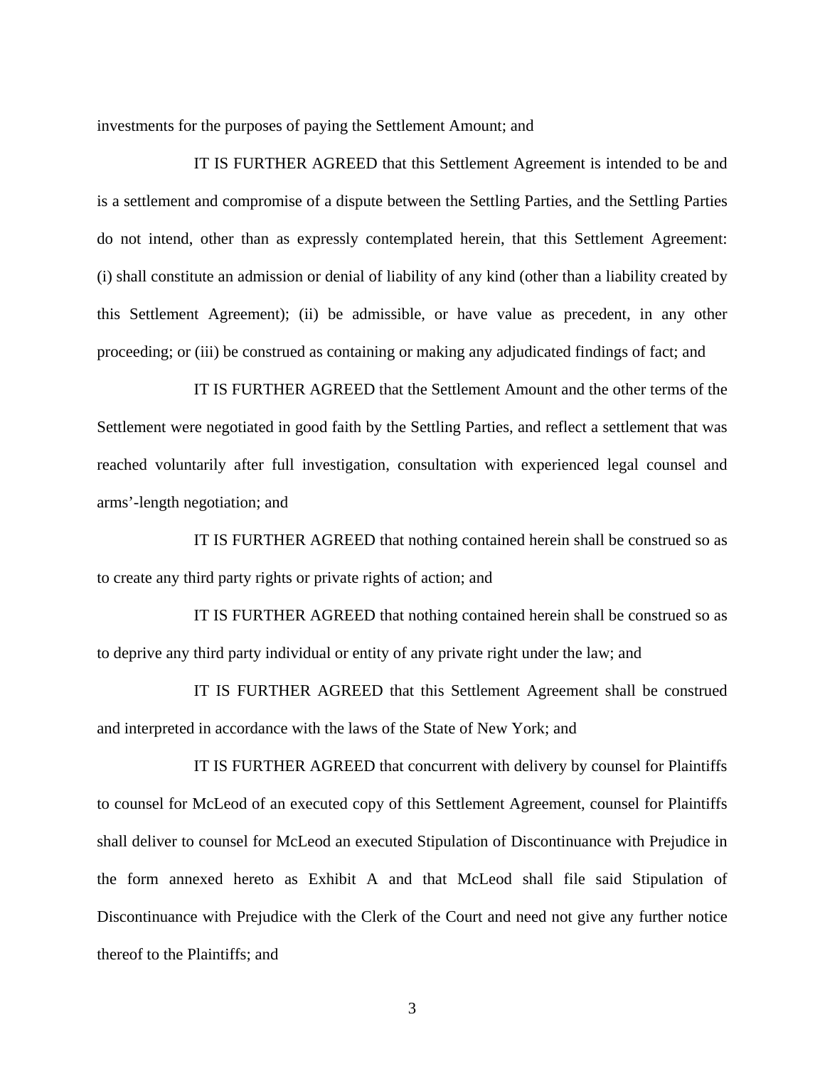investments for the purposes of paying the Settlement Amount; and

IT IS FURTHER AGREED that this Settlement Agreement is intended to be and is a settlement and compromise of a dispute between the Settling Parties, and the Settling Parties do not intend, other than as expressly contemplated herein, that this Settlement Agreement: (i) shall constitute an admission or denial of liability of any kind (other than a liability created by this Settlement Agreement); (ii) be admissible, or have value as precedent, in any other proceeding; or (iii) be construed as containing or making any adjudicated findings of fact; and

IT IS FURTHER AGREED that the Settlement Amount and the other terms of the Settlement were negotiated in good faith by the Settling Parties, and reflect a settlement that was reached voluntarily after full investigation, consultation with experienced legal counsel and arms'-length negotiation; and

IT IS FURTHER AGREED that nothing contained herein shall be construed so as to create any third party rights or private rights of action; and

IT IS FURTHER AGREED that nothing contained herein shall be construed so as to deprive any third party individual or entity of any private right under the law; and

IT IS FURTHER AGREED that this Settlement Agreement shall be construed and interpreted in accordance with the laws of the State of New York; and

IT IS FURTHER AGREED that concurrent with delivery by counsel for Plaintiffs to counsel for McLeod of an executed copy of this Settlement Agreement, counsel for Plaintiffs shall deliver to counsel for McLeod an executed Stipulation of Discontinuance with Prejudice in the form annexed hereto as Exhibit A and that McLeod shall file said Stipulation of Discontinuance with Prejudice with the Clerk of the Court and need not give any further notice thereof to the Plaintiffs; and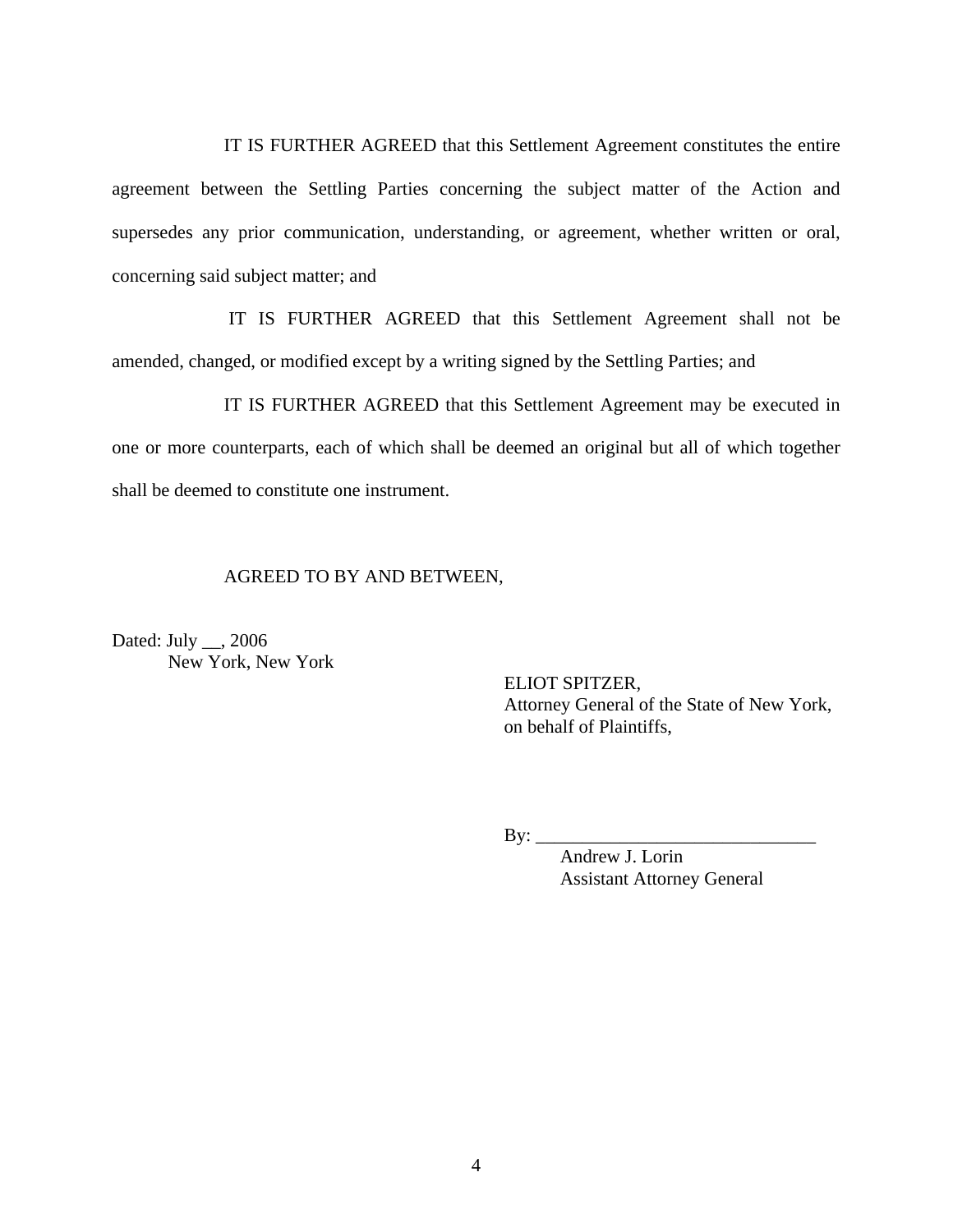IT IS FURTHER AGREED that this Settlement Agreement constitutes the entire agreement between the Settling Parties concerning the subject matter of the Action and supersedes any prior communication, understanding, or agreement, whether written or oral, concerning said subject matter; and

IT IS FURTHER AGREED that this Settlement Agreement shall not be amended, changed, or modified except by a writing signed by the Settling Parties; and

IT IS FURTHER AGREED that this Settlement Agreement may be executed in one or more counterparts, each of which shall be deemed an original but all of which together shall be deemed to constitute one instrument.

AGREED TO BY AND BETWEEN,

Dated: July __, 2006
New York, New York

ELIOT SPITZER,
Attorney General of the State of New York,
on behalf of Plaintiffs,

By: ______________________________
Andrew J. Lorin
Assistant Attorney General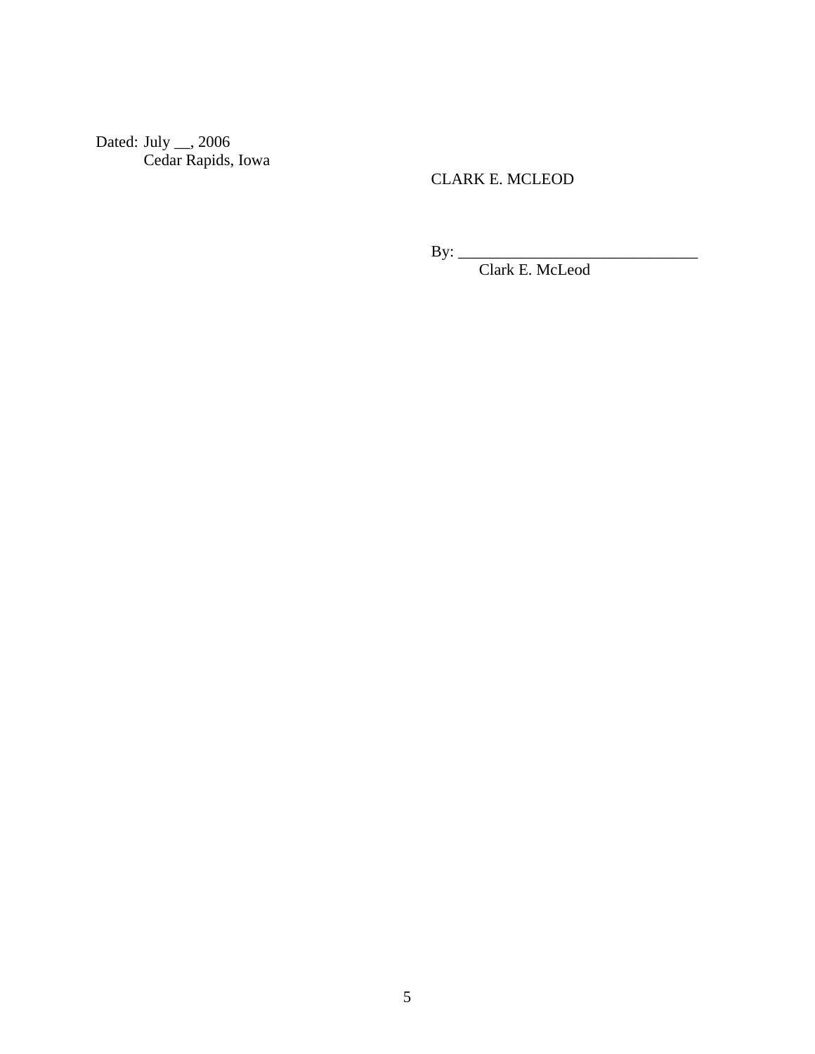Dated: July __, 2006
Cedar Rapids, Iowa

CLARK E. MCLEOD

By: _______________________________
Clark E. McLeod